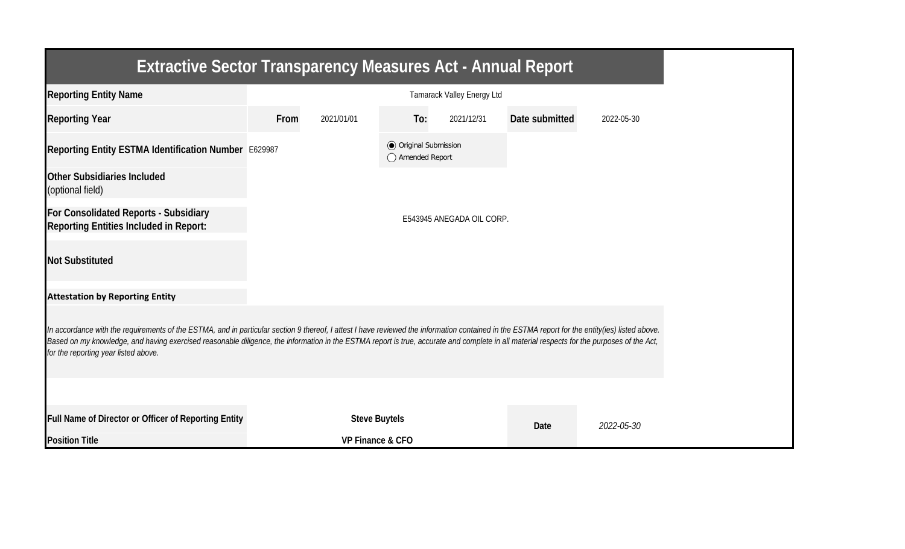# Extractive Sector Transparency Measures Act - Annual Report

| | | | | | | |
|---|---|---|---|---|---|---|
| **Reporting Entity Name** | Tamarack Valley Energy Ltd | | | | | |
| **Reporting Year** | **From** | 2021/01/01 | **To:** | 2021/12/31 | **Date submitted** | 2022-05-30 |
| **Reporting Entity ESTMA Identification Number** | E629987 | | ◉ Original Submission<br>○ Amended Report | | | |
| **Other Subsidiaries Included** (optional field) | | | | | | |
| **For Consolidated Reports - Subsidiary Reporting Entities Included in Report:** | E543945 ANEGADA OIL CORP. | | | | | |
| **Not Substituted** | | | | | | |

**Attestation by Reporting Entity**

*In accordance with the requirements of the ESTMA, and in particular section 9 thereof, I attest I have reviewed the information contained in the ESTMA report for the entity(ies) listed above. Based on my knowledge, and having exercised reasonable diligence, the information in the ESTMA report is true, accurate and complete in all material respects for the purposes of the Act, for the reporting year listed above.*

| | | | |
|---|---|---|---|
| **Full Name of Director or Officer of Reporting Entity** | **Steve Buytels** | **Date** | *2022-05-30* |
| **Position Title** | **VP Finance & CFO** | | |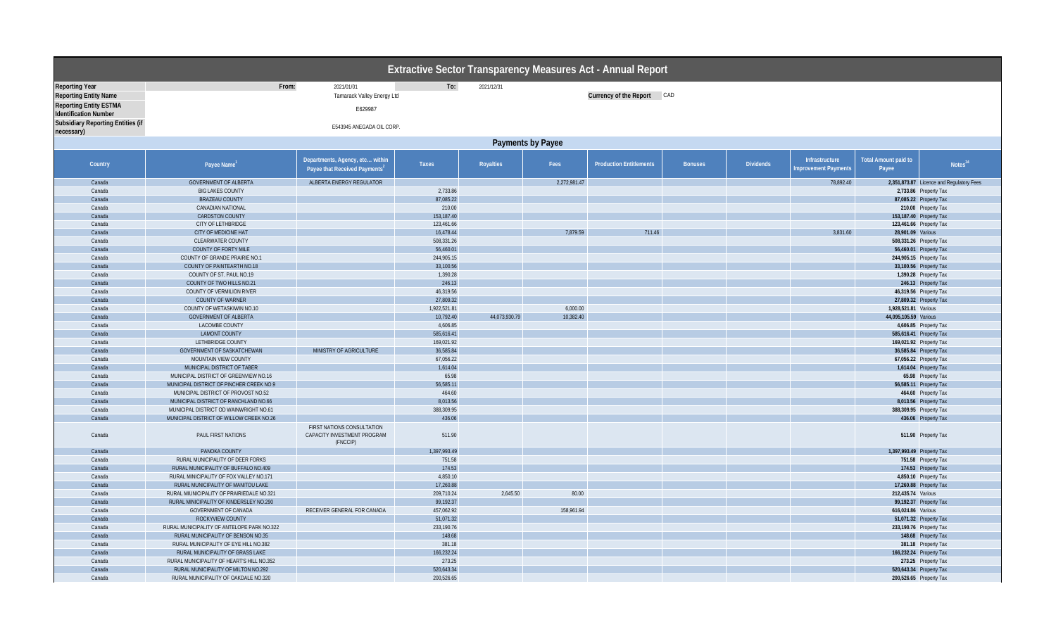# Extractive Sector Transparency Measures Act - Annual Report

| | | | | |
|---|---|---|---|---|
| **Reporting Year** | From: | 2021/01/01 | To: | 2021/12/31 |
| **Reporting Entity Name** | | Tamarack Valley Energy Ltd | | |
| **Reporting Entity ESTMA Identification Number** | | E629987 | | |
| **Subsidiary Reporting Entities (if necessary)** | | E543945 ANEGADA OIL CORP. | | |

**Currency of the Report** CAD

## Payments by Payee

| Country | Payee Name[1] | Departments, Agency, etc... within Payee that Received Payments[2] | Taxes | Royalties | Fees | Production Entitlements | Bonuses | Dividends | Infrastructure Improvement Payments | Total Amount paid to Payee | Notes[34] |
|---|---|---|---|---|---|---|---|---|---|---|---|
| Canada | GOVERNMENT OF ALBERTA | ALBERTA ENERGY REGULATOR | | | 2,272,981.47 | | | | 78,892.40 | **2,351,873.87** | Licence and Regulatory Fees |
| Canada | BIG LAKES COUNTY | | 2,733.86 | | | | | | | **2,733.86** | Property Tax |
| Canada | BRAZEAU COUNTY | | 87,085.22 | | | | | | | **87,085.22** | Property Tax |
| Canada | CANADIAN NATIONAL | | 210.00 | | | | | | | **210.00** | Property Tax |
| Canada | CARDSTON COUNTY | | 153,187.40 | | | | | | | **153,187.40** | Property Tax |
| Canada | CITY OF LETHBRIDGE | | 123,461.66 | | | | | | | **123,461.66** | Property Tax |
| Canada | CITY OF MEDICINE HAT | | 16,478.44 | | 7,879.59 | 711.46 | | | 3,831.60 | **28,901.09** | Various |
| Canada | CLEARWATER COUNTY | | 508,331.26 | | | | | | | **508,331.26** | Property Tax |
| Canada | COUNTY OF FORTY MILE | | 56,460.01 | | | | | | | **56,460.01** | Property Tax |
| Canada | COUNTY OF GRANDE PRAIRIE NO.1 | | 244,905.15 | | | | | | | **244,905.15** | Property Tax |
| Canada | COUNTY OF PAINTEARTH NO.18 | | 33,100.56 | | | | | | | **33,100.56** | Property Tax |
| Canada | COUNTY OF ST. PAUL NO.19 | | 1,390.28 | | | | | | | **1,390.28** | Property Tax |
| Canada | COUNTY OF TWO HILLS NO.21 | | 246.13 | | | | | | | **246.13** | Property Tax |
| Canada | COUNTY OF VERMILION RIVER | | 46,319.56 | | | | | | | **46,319.56** | Property Tax |
| Canada | COUNTY OF WARNER | | 27,809.32 | | | | | | | **27,809.32** | Property Tax |
| Canada | COUNTY OF WETASKIWIN NO.10 | | 1,922,521.81 | | 6,000.00 | | | | | **1,928,521.81** | Various |
| Canada | GOVERNMENT OF ALBERTA | | 10,792.40 | 44,073,930.79 | 10,382.40 | | | | | **44,095,105.59** | Various |
| Canada | LACOMBE COUNTY | | 4,606.85 | | | | | | | **4,606.85** | Property Tax |
| Canada | LAMONT COUNTY | | 585,616.41 | | | | | | | **585,616.41** | Property Tax |
| Canada | LETHBRIDGE COUNTY | | 169,021.92 | | | | | | | **169,021.92** | Property Tax |
| Canada | GOVERNMENT OF SASKATCHEWAN | MINISTRY OF AGRICULTURE | 36,585.84 | | | | | | | **36,585.84** | Property Tax |
| Canada | MOUNTAIN VIEW COUNTY | | 67,056.22 | | | | | | | **67,056.22** | Property Tax |
| Canada | MUNICIPAL DISTRICT OF TABER | | 1,614.04 | | | | | | | **1,614.04** | Property Tax |
| Canada | MUNICIPAL DISTRICT OF GREENVIEW NO.16 | | 65.98 | | | | | | | **65.98** | Property Tax |
| Canada | MUNICIPAL DISTRICT OF PINCHER CREEK NO.9 | | 56,585.11 | | | | | | | **56,585.11** | Property Tax |
| Canada | MUNICIPAL DISTRICT OF PROVOST NO.52 | | 464.60 | | | | | | | **464.60** | Property Tax |
| Canada | MUNICIPAL DISTRICT OF RANCHLAND NO.66 | | 8,013.56 | | | | | | | **8,013.56** | Property Tax |
| Canada | MUNICIPAL DISTRICT OD WAINWRIGHT NO.61 | | 388,309.95 | | | | | | | **388,309.95** | Property Tax |
| Canada | MUNICIPAL DISTRICT OF WILLOW CREEK NO.26 | | 436.06 | | | | | | | **436.06** | Property Tax |
| Canada | PAUL FIRST NATIONS | FIRST NATIONS CONSULTATION CAPACITY INVESTMENT PROGRAM (FNCCIP) | 511.90 | | | | | | | **511.90** | Property Tax |
| Canada | PANOKA COUNTY | | 1,397,993.49 | | | | | | | **1,397,993.49** | Property Tax |
| Canada | RURAL MUNICIPALITY OF DEER FORKS | | 751.58 | | | | | | | **751.58** | Property Tax |
| Canada | RURAL MUNICIPALITY OF BUFFALO NO.409 | | 174.53 | | | | | | | **174.53** | Property Tax |
| Canada | RURAL MINICIPALITY OF FOX VALLEY NO.171 | | 4,850.10 | | | | | | | **4,850.10** | Property Tax |
| Canada | RURAL MUNICIPALITY OF MANITOU LAKE | | 17,260.88 | | | | | | | **17,260.88** | Property Tax |
| Canada | RURAL MUNICIPALITY OF PRAIRIEDALE NO.321 | | 209,710.24 | 2,645.50 | 80.00 | | | | | **212,435.74** | Various |
| Canada | RURAL MUNICIPALITY OF KINDERSLEY NO.290 | | 99,192.37 | | | | | | | **99,192.37** | Property Tax |
| Canada | GOVERNMENT OF CANADA | RECEIVER GENERAL FOR CANADA | 457,062.92 | | 158,961.94 | | | | | **616,024.86** | Various |
| Canada | ROCKYVIEW COUNTY | | 51,071.32 | | | | | | | **51,071.32** | Property Tax |
| Canada | RURAL MUNICIPALITY OF ANTELOPE PARK NO.322 | | 233,190.76 | | | | | | | **233,190.76** | Property Tax |
| Canada | RURAL MUNICIPALITY OF BENSON NO.35 | | 148.68 | | | | | | | **148.68** | Property Tax |
| Canada | RURAL MUNICIPALITY OF EYE HILL NO.382 | | 381.18 | | | | | | | **381.18** | Property Tax |
| Canada | RURAL MUNICIPALITY OF GRASS LAKE | | 166,232.24 | | | | | | | **166,232.24** | Property Tax |
| Canada | RURAL MUNICIPALITY OF HEART'S HILL NO.352 | | 273.25 | | | | | | | **273.25** | Property Tax |
| Canada | RURAL MUNICIPALITY OF MILTON NO.292 | | 520,643.34 | | | | | | | **520,643.34** | Property Tax |
| Canada | RURAL MUNICIPALITY OF OAKDALE NO.320 | | 200,526.65 | | | | | | | **200,526.65** | Property Tax |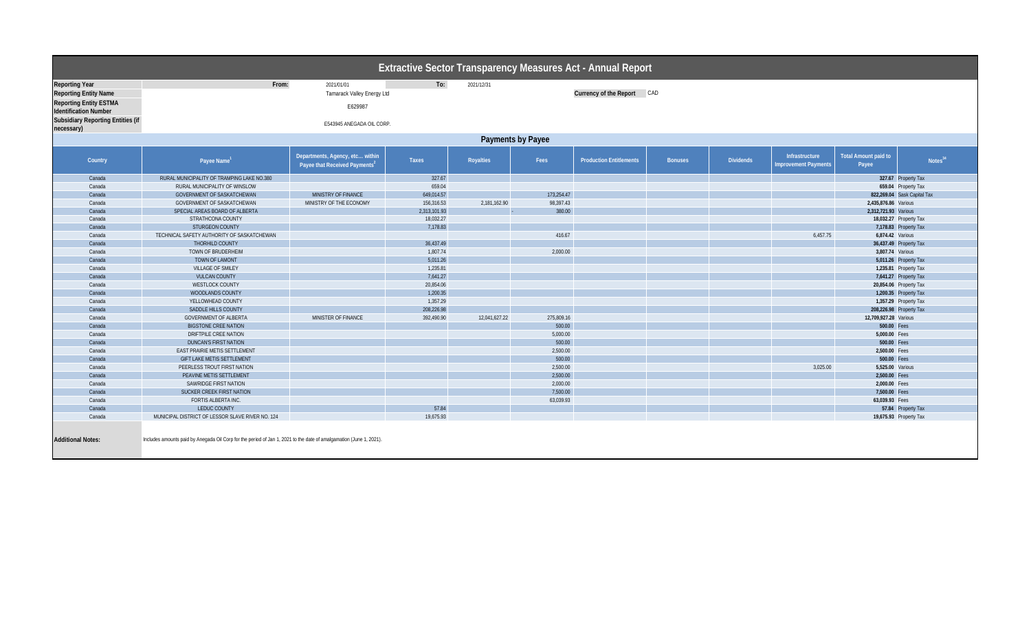# Extractive Sector Transparency Measures Act - Annual Report

| | | | | |
|---|---|---|---|---|
| **Reporting Year** | From: | 2021/01/01 | To: | 2021/12/31 |
| **Reporting Entity Name** | | Tamarack Valley Energy Ltd | | **Currency of the Report** CAD |
| **Reporting Entity ESTMA Identification Number** | | E629987 | | |
| **Subsidiary Reporting Entities (if necessary)** | | E543945 ANEGADA OIL CORP. | | |

## Payments by Payee

| Country | Payee Name[1] | Departments, Agency, etc... within Payee that Received Payments[2] | Taxes | Royalties | Fees | Production Entitlements | Bonuses | Dividends | Infrastructure Improvement Payments | Total Amount paid to Payee | Notes[34] |
|---|---|---|---|---|---|---|---|---|---|---|---|
| Canada | RURAL MUNICIPALITY OF TRAMPING LAKE NO.380 | | 327.67 | | | | | | | **327.67** | Property Tax |
| Canada | RURAL MUNICIPALITY OF WINSLOW | | 659.04 | | | | | | | **659.04** | Property Tax |
| Canada | GOVERNMENT OF SASKATCHEWAN | MINISTRY OF FINANCE | 649,014.57 | | 173,254.47 | | | | | **822,269.04** | Sask Capital Tax |
| Canada | GOVERNMENT OF SASKATCHEWAN | MINISTRY OF THE ECONOMY | 156,316.53 | 2,181,162.90 | 98,397.43 | | | | | **2,435,876.86** | Various |
| Canada | SPECIAL AREAS BOARD OF ALBERTA | | 2,313,101.93 | - | 380.00 | | | | | **2,312,721.93** | Various |
| Canada | STRATHCONA COUNTY | | 18,032.27 | | | | | | | **18,032.27** | Property Tax |
| Canada | STURGEON COUNTY | | 7,178.83 | | | | | | | **7,178.83** | Property Tax |
| Canada | TECHNICAL SAFETY AUTHORITY OF SASKATCHEWAN | | | | 416.67 | | | | 6,457.75 | **6,874.42** | Various |
| Canada | THORHILD COUNTY | | 36,437.49 | | | | | | | **36,437.49** | Property Tax |
| Canada | TOWN OF BRUDERHEIM | | 1,807.74 | | 2,000.00 | | | | | **3,807.74** | Various |
| Canada | TOWN OF LAMONT | | 5,011.26 | | | | | | | **5,011.26** | Property Tax |
| Canada | VILLAGE OF SMILEY | | 1,235.81 | | | | | | | **1,235.81** | Property Tax |
| Canada | VULCAN COUNTY | | 7,641.27 | | | | | | | **7,641.27** | Property Tax |
| Canada | WESTLOCK COUNTY | | 20,854.06 | | | | | | | **20,854.06** | Property Tax |
| Canada | WOODLANDS COUNTY | | 1,200.35 | | | | | | | **1,200.35** | Property Tax |
| Canada | YELLOWHEAD COUNTY | | 1,357.29 | | | | | | | **1,357.29** | Property Tax |
| Canada | SADDLE HILLS COUNTY | | 208,226.98 | | | | | | | **208,226.98** | Property Tax |
| Canada | GOVERNMENT OF ALBERTA | MINISTER OF FINANCE | 392,490.90 | 12,041,627.22 | 275,809.16 | | | | | **12,709,927.28** | Various |
| Canada | BIGSTONE CREE NATION | | | | 500.00 | | | | | **500.00** | Fees |
| Canada | DRIFTPILE CREE NATION | | | | 5,000.00 | | | | | **5,000.00** | Fees |
| Canada | DUNCAN'S FIRST NATION | | | | 500.00 | | | | | **500.00** | Fees |
| Canada | EAST PRAIRIE METIS SETTLEMENT | | | | 2,500.00 | | | | | **2,500.00** | Fees |
| Canada | GIFT LAKE METIS SETTLEMENT | | | | 500.00 | | | | | **500.00** | Fees |
| Canada | PEERLESS TROUT FIRST NATION | | | | 2,500.00 | | | | 3,025.00 | **5,525.00** | Various |
| Canada | PEAVINE METIS SETTLEMENT | | | | 2,500.00 | | | | | **2,500.00** | Fees |
| Canada | SAWRIDGE FIRST NATION | | | | 2,000.00 | | | | | **2,000.00** | Fees |
| Canada | SUCKER CREEK FIRST NATION | | | | 7,500.00 | | | | | **7,500.00** | Fees |
| Canada | FORTIS ALBERTA INC. | | | | 63,039.93 | | | | | **63,039.93** | Fees |
| Canada | LEDUC COUNTY | | 57.84 | | | | | | | **57.84** | Property Tax |
| Canada | MUNICIPAL DISTRICT OF LESSOR SLAVE RIVER NO. 124 | | 19,675.93 | | | | | | | **19,675.93** | Property Tax |

**Additional Notes:** Includes amounts paid by Anegada Oil Corp for the period of Jan 1, 2021 to the date of amalgamation (June 1, 2021).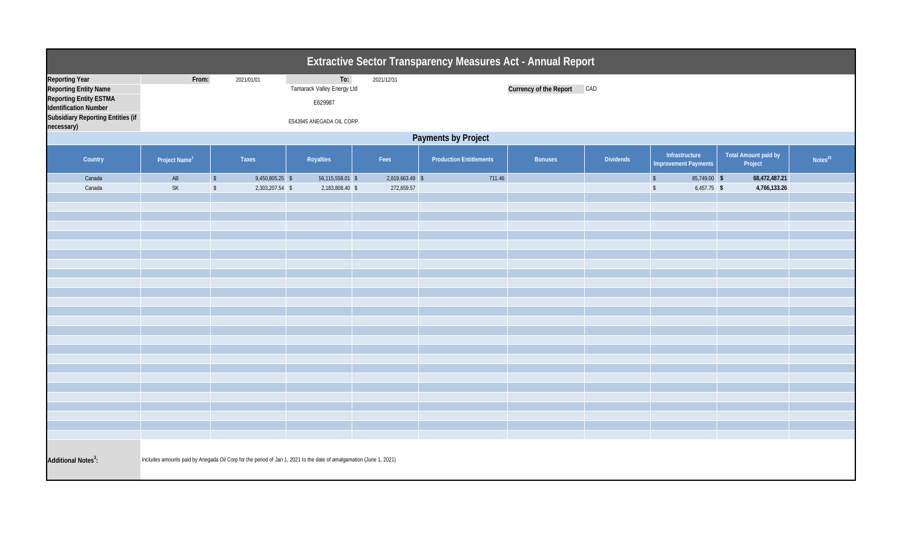# Extractive Sector Transparency Measures Act - Annual Report

| | | | | | |
|---|---|---|---|---|---|
| **Reporting Year** | From: | 2021/01/01 | To: | 2021/12/31 | |
| **Reporting Entity Name** | | Tamarack Valley Energy Ltd | | **Currency of the Report** | CAD |
| **Reporting Entity ESTMA Identification Number** | | E629987 | | | |
| **Subsidiary Reporting Entities (if necessary)** | | E543945 ANEGADA OIL CORP. | | | |

## Payments by Project

| Country | Project Name[1] | Taxes | Royalties | Fees | Production Entitlements | Bonuses | Dividends | Infrastructure Improvement Payments | Total Amount paid by Project | Notes[23] |
|---|---|---|---|---|---|---|---|---|---|---|
| Canada | AB | $ 9,450,805.25 | $ 56,115,558.01 | $ 2,819,663.49 | $ 711.46 | | | $ 85,749.00 | **$ 68,472,487.21** | |
| Canada | SK | $ 2,303,207.54 | $ 2,183,808.40 | $ 272,659.57 | | | | $ 6,457.75 | **$ 4,766,133.26** | |

**Additional Notes[3]:** Includes amounts paid by Anegada Oil Corp for the period of Jan 1, 2021 to the date of amalgamation (June 1, 2021)